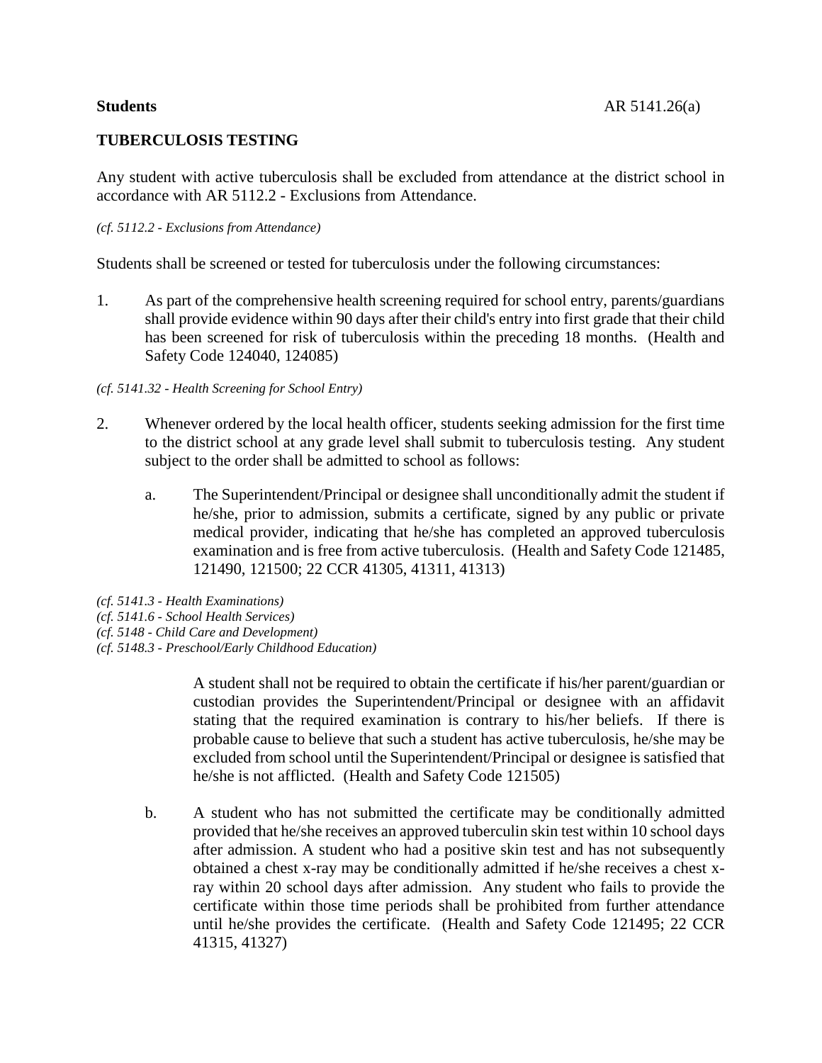**Students** AR 5141.26(a)

## TUBERCULOSIS TESTING

Any student with active tuberculosis shall be excluded from attendance at the district school in accordance with AR 5112.2 - Exclusions from Attendance.

*(cf. 5112.2 - Exclusions from Attendance)*

Students shall be screened or tested for tuberculosis under the following circumstances:

1. As part of the comprehensive health screening required for school entry, parents/guardians shall provide evidence within 90 days after their child's entry into first grade that their child has been screened for risk of tuberculosis within the preceding 18 months. (Health and Safety Code 124040, 124085)

*(cf. 5141.32 - Health Screening for School Entry)*

2. Whenever ordered by the local health officer, students seeking admission for the first time to the district school at any grade level shall submit to tuberculosis testing. Any student subject to the order shall be admitted to school as follows:

   a. The Superintendent/Principal or designee shall unconditionally admit the student if he/she, prior to admission, submits a certificate, signed by any public or private medical provider, indicating that he/she has completed an approved tuberculosis examination and is free from active tuberculosis. (Health and Safety Code 121485, 121490, 121500; 22 CCR 41305, 41311, 41313)

*(cf. 5141.3 - Health Examinations)*
*(cf. 5141.6 - School Health Services)*
*(cf. 5148 - Child Care and Development)*
*(cf. 5148.3 - Preschool/Early Childhood Education)*

   A student shall not be required to obtain the certificate if his/her parent/guardian or custodian provides the Superintendent/Principal or designee with an affidavit stating that the required examination is contrary to his/her beliefs. If there is probable cause to believe that such a student has active tuberculosis, he/she may be excluded from school until the Superintendent/Principal or designee is satisfied that he/she is not afflicted. (Health and Safety Code 121505)

   b. A student who has not submitted the certificate may be conditionally admitted provided that he/she receives an approved tuberculin skin test within 10 school days after admission. A student who had a positive skin test and has not subsequently obtained a chest x-ray may be conditionally admitted if he/she receives a chest x-ray within 20 school days after admission. Any student who fails to provide the certificate within those time periods shall be prohibited from further attendance until he/she provides the certificate. (Health and Safety Code 121495; 22 CCR 41315, 41327)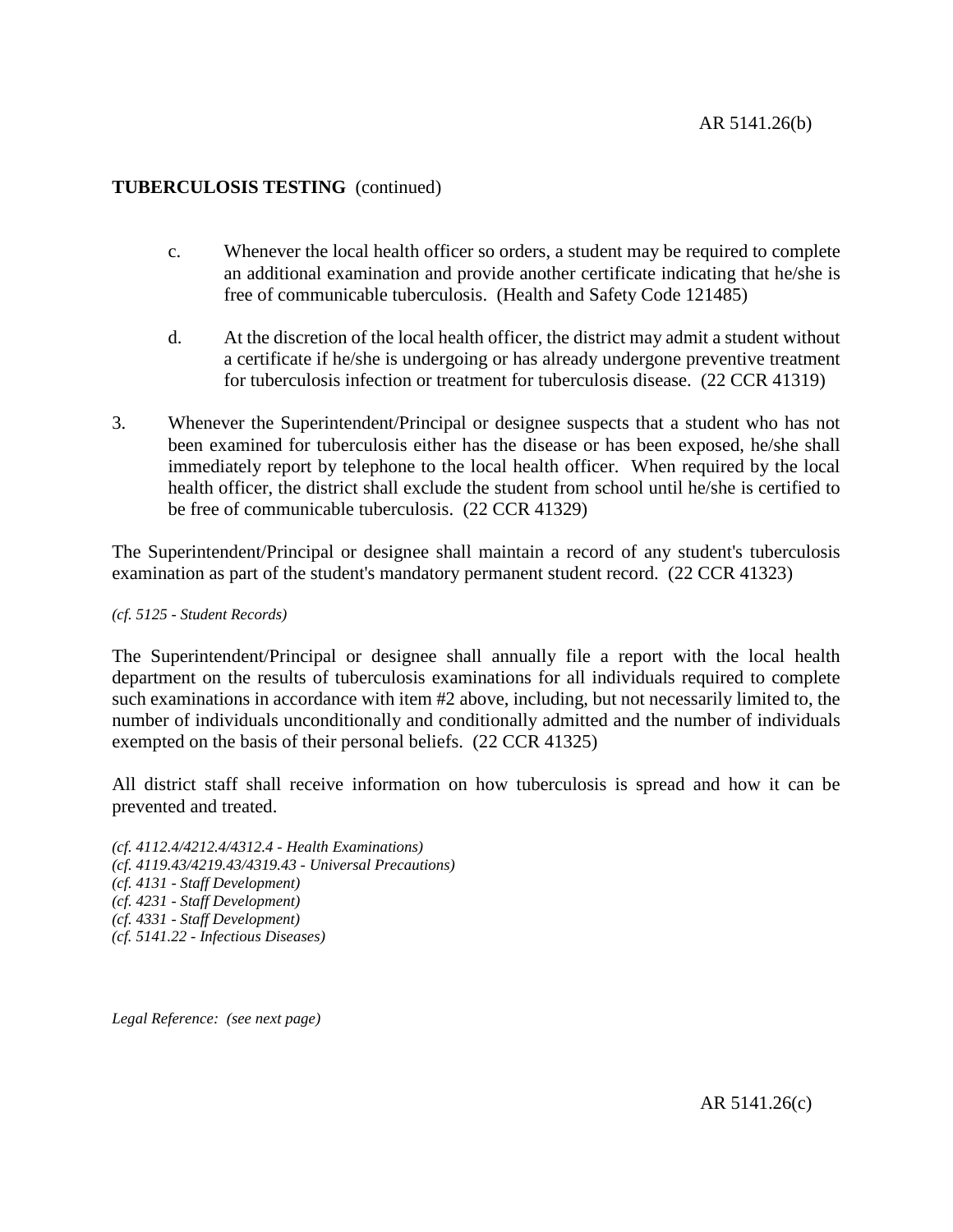**TUBERCULOSIS TESTING** (continued)

c. Whenever the local health officer so orders, a student may be required to complete an additional examination and provide another certificate indicating that he/she is free of communicable tuberculosis. (Health and Safety Code 121485)

d. At the discretion of the local health officer, the district may admit a student without a certificate if he/she is undergoing or has already undergone preventive treatment for tuberculosis infection or treatment for tuberculosis disease. (22 CCR 41319)

3. Whenever the Superintendent/Principal or designee suspects that a student who has not been examined for tuberculosis either has the disease or has been exposed, he/she shall immediately report by telephone to the local health officer. When required by the local health officer, the district shall exclude the student from school until he/she is certified to be free of communicable tuberculosis. (22 CCR 41329)

The Superintendent/Principal or designee shall maintain a record of any student's tuberculosis examination as part of the student's mandatory permanent student record. (22 CCR 41323)

*(cf. 5125 - Student Records)*

The Superintendent/Principal or designee shall annually file a report with the local health department on the results of tuberculosis examinations for all individuals required to complete such examinations in accordance with item #2 above, including, but not necessarily limited to, the number of individuals unconditionally and conditionally admitted and the number of individuals exempted on the basis of their personal beliefs. (22 CCR 41325)

All district staff shall receive information on how tuberculosis is spread and how it can be prevented and treated.

*(cf. 4112.4/4212.4/4312.4 - Health Examinations)*
*(cf. 4119.43/4219.43/4319.43 - Universal Precautions)*
*(cf. 4131 - Staff Development)*
*(cf. 4231 - Staff Development)*
*(cf. 4331 - Staff Development)*
*(cf. 5141.22 - Infectious Diseases)*

*Legal Reference: (see next page)*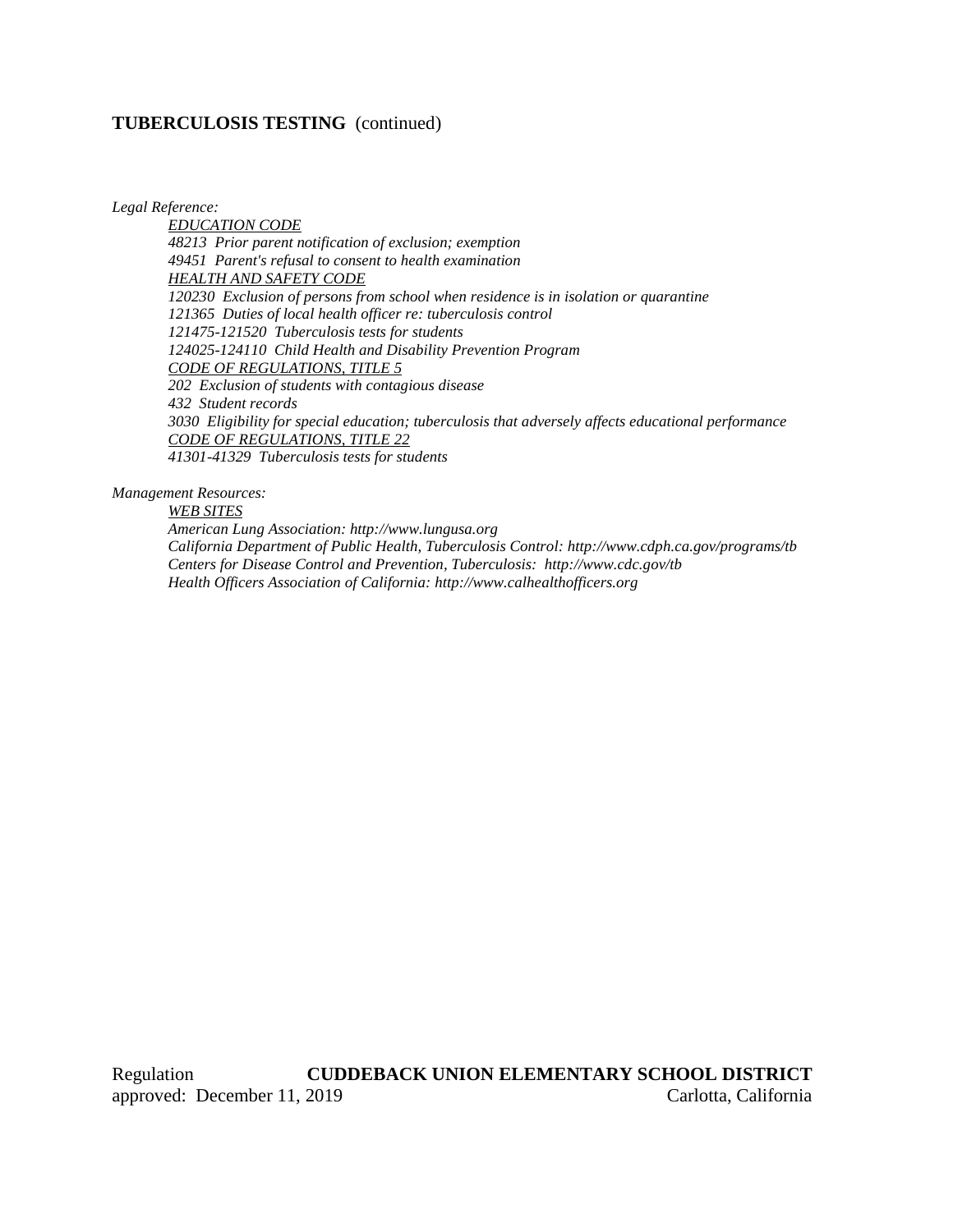**TUBERCULOSIS TESTING** (continued)

*Legal Reference:*

*EDUCATION CODE*
*48213 Prior parent notification of exclusion; exemption*
*49451 Parent's refusal to consent to health examination*
*HEALTH AND SAFETY CODE*
*120230 Exclusion of persons from school when residence is in isolation or quarantine*
*121365 Duties of local health officer re: tuberculosis control*
*121475-121520 Tuberculosis tests for students*
*124025-124110 Child Health and Disability Prevention Program*
*CODE OF REGULATIONS, TITLE 5*
*202 Exclusion of students with contagious disease*
*432 Student records*
*3030 Eligibility for special education; tuberculosis that adversely affects educational performance*
*CODE OF REGULATIONS, TITLE 22*
*41301-41329 Tuberculosis tests for students*

*Management Resources:*

*WEB SITES*
*American Lung Association: http://www.lungusa.org*
*California Department of Public Health, Tuberculosis Control: http://www.cdph.ca.gov/programs/tb*
*Centers for Disease Control and Prevention, Tuberculosis: http://www.cdc.gov/tb*
*Health Officers Association of California: http://www.calhealthofficers.org*

Regulation **CUDDEBACK UNION ELEMENTARY SCHOOL DISTRICT**
approved: December 11, 2019 Carlotta, California